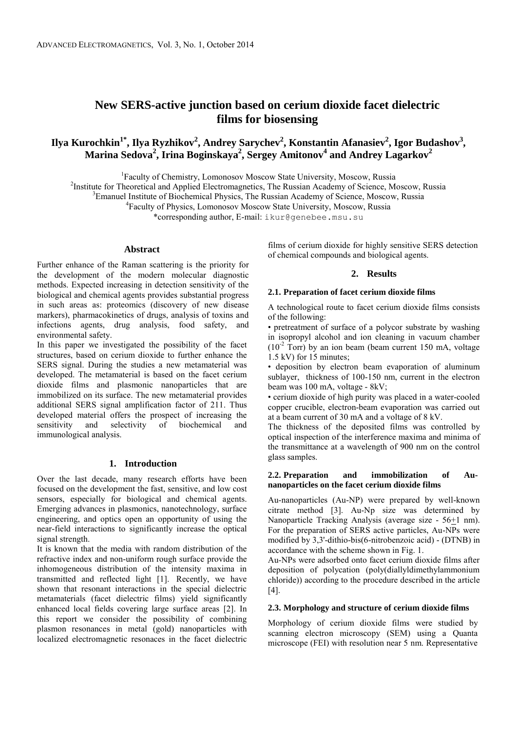# New SERS-active junction based on cerium dioxide facet dielectric films for biosensing

**Ilya Kurochkin[1*], Ilya Ryzhikov[2], Andrey Sarychev[2], Konstantin Afanasiev[2], Igor Budashov[3], Marina Sedova[2], Irina Boginskaya[2], Sergey Amitonov[4] and Andrey Lagarkov[2]**

[1]Faculty of Chemistry, Lomonosov Moscow State University, Moscow, Russia
[2]Institute for Theoretical and Applied Electromagnetics, The Russian Academy of Science, Moscow, Russia
[3]Emanuel Institute of Biochemical Physics, The Russian Academy of Science, Moscow, Russia
[4]Faculty of Physics, Lomonosov Moscow State University, Moscow, Russia
*corresponding author, E-mail: ikur@genebee.msu.su

## Abstract

Further enhance of the Raman scattering is the priority for the development of the modern molecular diagnostic methods. Expected increasing in detection sensitivity of the biological and chemical agents provides substantial progress in such areas as: proteomics (discovery of new disease markers), pharmacokinetics of drugs, analysis of toxins and infections agents, drug analysis, food safety, and environmental safety.

In this paper we investigated the possibility of the facet structures, based on cerium dioxide to further enhance the SERS signal. During the studies a new metamaterial was developed. The metamaterial is based on the facet cerium dioxide films and plasmonic nanoparticles that are immobilized on its surface. The new metamaterial provides additional SERS signal amplification factor of 211. Thus developed material offers the prospect of increasing the sensitivity and selectivity of biochemical and immunological analysis.

## 1. Introduction

Over the last decade, many research efforts have been focused on the development the fast, sensitive, and low cost sensors, especially for biological and chemical agents. Emerging advances in plasmonics, nanotechnology, surface engineering, and optics open an opportunity of using the near-field interactions to significantly increase the optical signal strength.

It is known that the media with random distribution of the refractive index and non-uniform rough surface provide the inhomogeneous distribution of the intensity maxima in transmitted and reflected light [1]. Recently, we have shown that resonant interactions in the special dielectric metamaterials (facet dielectric films) yield significantly enhanced local fields covering large surface areas [2]. In this report we consider the possibility of combining plasmon resonances in metal (gold) nanoparticles with localized electromagnetic resonaces in the facet dielectric films of cerium dioxide for highly sensitive SERS detection of chemical compounds and biological agents.

## 2. Results

### 2.1. Preparation of facet cerium dioxide films

A technological route to facet cerium dioxide films consists of the following:

- pretreatment of surface of a polycor substrate by washing in isopropyl alcohol and ion cleaning in vacuum chamber ($10^{-2}$ Torr) by an ion beam (beam current 150 mA, voltage 1.5 kV) for 15 minutes;
- deposition by electron beam evaporation of aluminum sublayer, thickness of 100-150 nm, current in the electron beam was 100 mA, voltage - 8kV;
- cerium dioxide of high purity was placed in a water-cooled copper crucible, electron-beam evaporation was carried out at a beam current of 30 mA and a voltage of 8 kV.

The thickness of the deposited films was controlled by optical inspection of the interference maxima and minima of the transmittance at a wavelength of 900 nm on the control glass samples.

### 2.2. Preparation and immobilization of Au-nanoparticles on the facet cerium dioxide films

Au-nanoparticles (Au-NP) were prepared by well-known citrate method [3]. Au-Np size was determined by Nanoparticle Tracking Analysis (average size - $56\pm1$ nm). For the preparation of SERS active particles, Au-NPs were modified by 3,3'-dithio-bis(6-nitrobenzoic acid) - (DTNB) in accordance with the scheme shown in Fig. 1.

Au-NPs were adsorbed onto facet cerium dioxide films after deposition of polycation (poly(diallyldimethylammonium chloride)) according to the procedure described in the article [4].

### 2.3. Morphology and structure of cerium dioxide films

Morphology of cerium dioxide films were studied by scanning electron microscopy (SEM) using a Quanta microscope (FEI) with resolution near 5 nm. Representative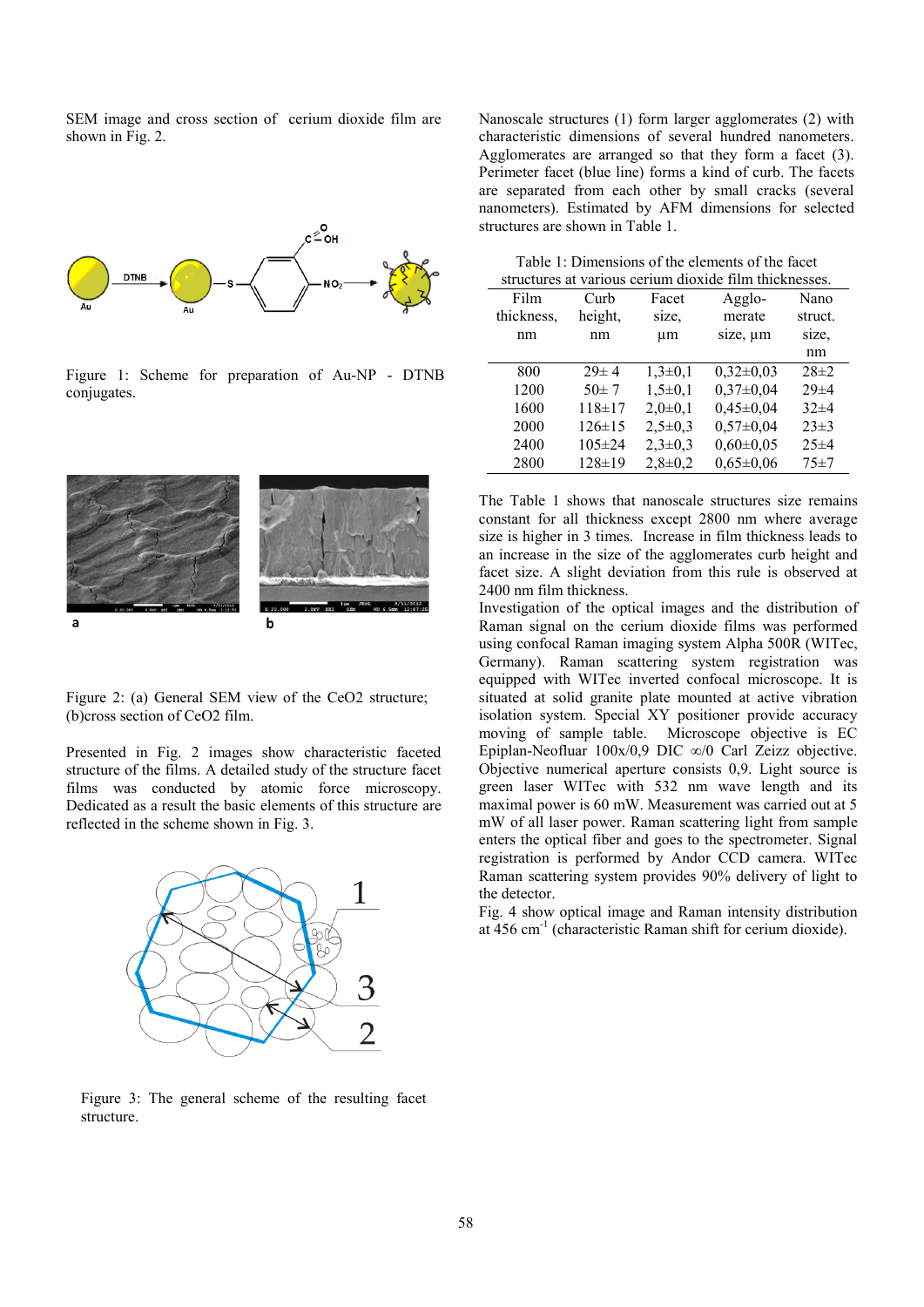SEM image and cross section of cerium dioxide film are shown in Fig. 2.

Figure 1: Scheme for preparation of Au-NP - DTNB conjugates.

Figure 2: (a) General SEM view of the CeO2 structure; (b)cross section of CeO2 film.

Presented in Fig. 2 images show characteristic faceted structure of the films. A detailed study of the structure facet films was conducted by atomic force microscopy. Dedicated as a result the basic elements of this structure are reflected in the scheme shown in Fig. 3.

Figure 3: The general scheme of the resulting facet structure.

Nanoscale structures (1) form larger agglomerates (2) with characteristic dimensions of several hundred nanometers. Agglomerates are arranged so that they form a facet (3). Perimeter facet (blue line) forms a kind of curb. The facets are separated from each other by small cracks (several nanometers). Estimated by AFM dimensions for selected structures are shown in Table 1.

Table 1: Dimensions of the elements of the facet structures at various cerium dioxide film thicknesses.

| Film thickness, nm | Curb height, nm | Facet size, µm | Agglo-merate size, µm | Nano struct. size, nm |
|---|---|---|---|---|
| 800 | 29± 4 | 1,3±0,1 | 0,32±0,03 | 28±2 |
| 1200 | 50± 7 | 1,5±0,1 | 0,37±0,04 | 29±4 |
| 1600 | 118±17 | 2,0±0,1 | 0,45±0,04 | 32±4 |
| 2000 | 126±15 | 2,5±0,3 | 0,57±0,04 | 23±3 |
| 2400 | 105±24 | 2,3±0,3 | 0,60±0,05 | 25±4 |
| 2800 | 128±19 | 2,8±0,2 | 0,65±0,06 | 75±7 |

The Table 1 shows that nanoscale structures size remains constant for all thickness except 2800 nm where average size is higher in 3 times. Increase in film thickness leads to an increase in the size of the agglomerates curb height and facet size. A slight deviation from this rule is observed at 2400 nm film thickness.

Investigation of the optical images and the distribution of Raman signal on the cerium dioxide films was performed using confocal Raman imaging system Alpha 500R (WITec, Germany). Raman scattering system registration was equipped with WITec inverted confocal microscope. It is situated at solid granite plate mounted at active vibration isolation system. Special XY positioner provide accuracy moving of sample table. Microscope objective is EC Epiplan-Neofluar 100x/0,9 DIC ∞/0 Carl Zeizz objective. Objective numerical aperture consists 0,9. Light source is green laser WITec with 532 nm wave length and its maximal power is 60 mW. Measurement was carried out at 5 mW of all laser power. Raman scattering light from sample enters the optical fiber and goes to the spectrometer. Signal registration is performed by Andor CCD camera. WITec Raman scattering system provides 90% delivery of light to the detector.

Fig. 4 show optical image and Raman intensity distribution at 456 $cm^{-1}$ (characteristic Raman shift for cerium dioxide).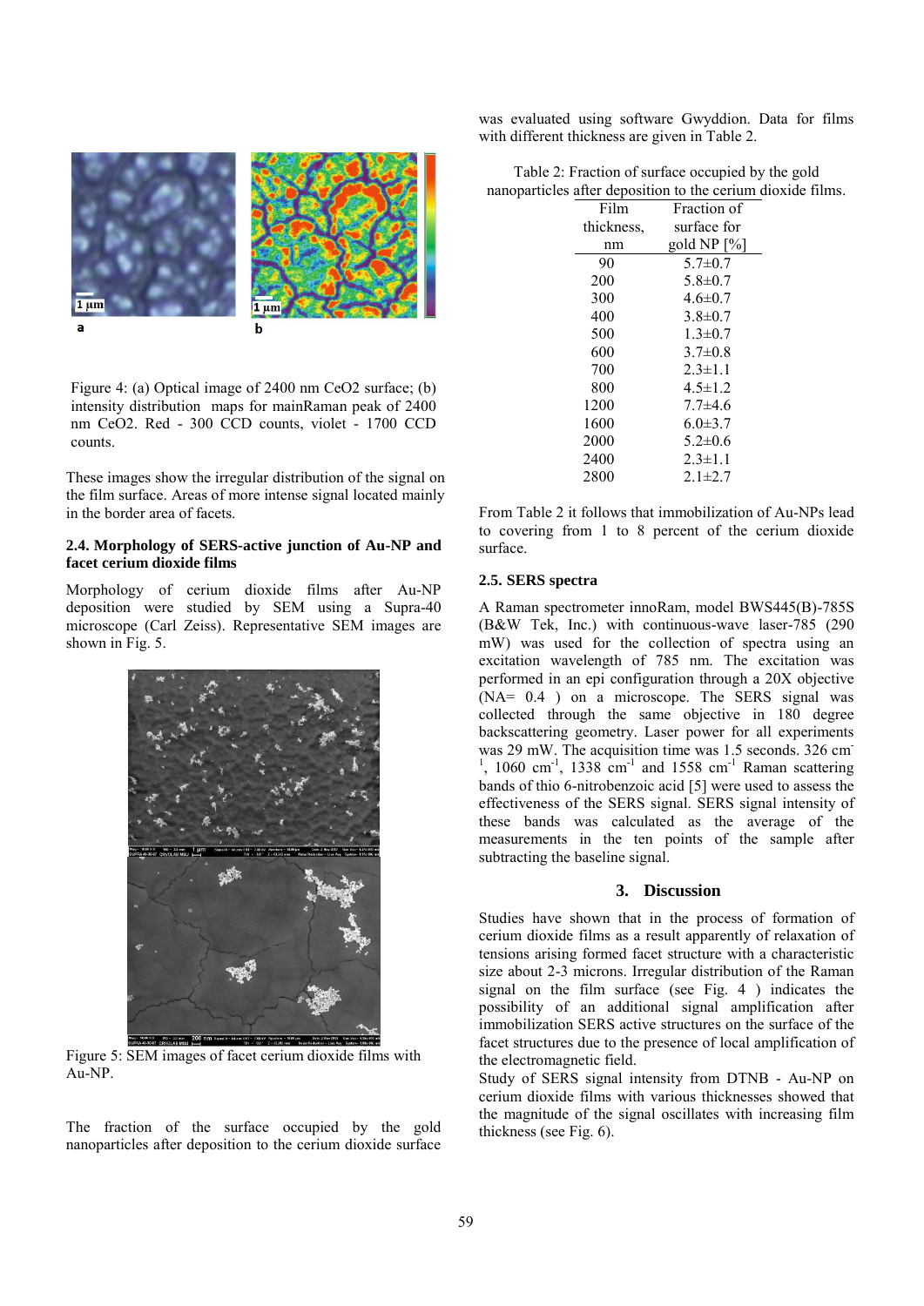Figure 4: (a) Optical image of 2400 nm $CeO_2$ surface; (b) intensity distribution maps for mainRaman peak of 2400 nm $CeO_2$. Red - 300 CCD counts, violet - 1700 CCD counts.

These images show the irregular distribution of the signal on the film surface. Areas of more intense signal located mainly in the border area of facets.

### 2.4. Morphology of SERS-active junction of Au-NP and facet cerium dioxide films

Morphology of cerium dioxide films after Au-NP deposition were studied by SEM using a Supra-40 microscope (Carl Zeiss). Representative SEM images are shown in Fig. 5.

Figure 5: SEM images of facet cerium dioxide films with Au-NP.

The fraction of the surface occupied by the gold nanoparticles after deposition to the cerium dioxide surface was evaluated using software Gwyddion. Data for films with different thickness are given in Table 2.

Table 2: Fraction of surface occupied by the gold nanoparticles after deposition to the cerium dioxide films.

| Film thickness, nm | Fraction of surface for gold NP [%] |
|---|---|
| 90 | 5.7±0.7 |
| 200 | 5.8±0.7 |
| 300 | 4.6±0.7 |
| 400 | 3.8±0.7 |
| 500 | 1.3±0.7 |
| 600 | 3.7±0.8 |
| 700 | 2.3±1.1 |
| 800 | 4.5±1.2 |
| 1200 | 7.7±4.6 |
| 1600 | 6.0±3.7 |
| 2000 | 5.2±0.6 |
| 2400 | 2.3±1.1 |
| 2800 | 2.1±2.7 |

From Table 2 it follows that immobilization of Au-NPs lead to covering from 1 to 8 percent of the cerium dioxide surface.

### 2.5. SERS spectra

A Raman spectrometer innoRam, model BWS445(B)-785S (B&W Tek, Inc.) with continuous-wave laser-785 (290 mW) was used for the collection of spectra using an excitation wavelength of 785 nm. The excitation was performed in an epi configuration through a 20X objective (NA= 0.4 ) on a microscope. The SERS signal was collected through the same objective in 180 degree backscattering geometry. Laser power for all experiments was 29 mW. The acquisition time was 1.5 seconds. 326 $cm^{-1}$, 1060 $cm^{-1}$, 1338 $cm^{-1}$ and 1558 $cm^{-1}$ Raman scattering bands of thio 6-nitrobenzoic acid [5] were used to assess the effectiveness of the SERS signal. SERS signal intensity of these bands was calculated as the average of the measurements in the ten points of the sample after subtracting the baseline signal.

## 3. Discussion

Studies have shown that in the process of formation of cerium dioxide films as a result apparently of relaxation of tensions arising formed facet structure with a characteristic size about 2-3 microns. Irregular distribution of the Raman signal on the film surface (see Fig. 4 ) indicates the possibility of an additional signal amplification after immobilization SERS active structures on the surface of the facet structures due to the presence of local amplification of the electromagnetic field.

Study of SERS signal intensity from DTNB - Au-NP on cerium dioxide films with various thicknesses showed that the magnitude of the signal oscillates with increasing film thickness (see Fig. 6).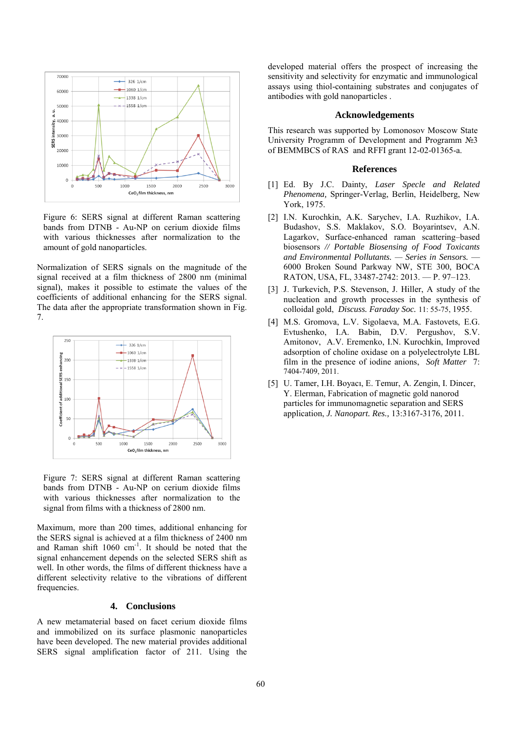70000
60000
50000
40000
30000
20000
10000
0
0 500 1000 1500 2000 2500 3000
SERS intensity, a. u.
CeO$_2$ film thickness, nm
326 1/cm
1060 1/cm
1338 1/cm
1558 1/cm

Figure 6: SERS signal at different Raman scattering bands from DTNB - Au-NP on cerium dioxide films with various thicknesses after normalization to the amount of gold nanoparticles.

Normalization of SERS signals on the magnitude of the signal received at a film thickness of 2800 nm (minimal signal), makes it possible to estimate the values of the coefficients of additional enhancing for the SERS signal. The data after the appropriate transformation shown in Fig. 7.

250
200
150
100
50
0
0 500 1000 1500 2000 2500 3000
Coefficient of additional SERS enhancing
CeO$_2$ film thickness, nm
326 1/cm
1060 1/cm
1338 1/cm
1558 1/cm

Figure 7: SERS signal at different Raman scattering bands from DTNB - Au-NP on cerium dioxide films with various thicknesses after normalization to the signal from films with a thickness of 2800 nm.

Maximum, more than 200 times, additional enhancing for the SERS signal is achieved at a film thickness of 2400 nm and Raman shift 1060 $cm^{-1}$. It should be noted that the signal enhancement depends on the selected SERS shift as well. In other words, the films of different thickness have a different selectivity relative to the vibrations of different frequencies.

## 4. Conclusions

A new metamaterial based on facet cerium dioxide films and immobilized on its surface plasmonic nanoparticles have been developed. The new material provides additional SERS signal amplification factor of 211. Using the developed material offers the prospect of increasing the sensitivity and selectivity for enzymatic and immunological assays using thiol-containing substrates and conjugates of antibodies with gold nanoparticles .

## Acknowledgements

This research was supported by Lomonosov Moscow State University Programm of Development and Programm №3 of BEMMBCS of RAS and RFFI grant 12-02-01365-a.

## References

[1] Ed. By J.C. Dainty, *Laser Specle and Related Phenomena,* Springer-Verlag, Berlin, Heidelberg, New York, 1975.

[2] I.N. Kurochkin, A.K. Sarychev, I.A. Ruzhikov, I.A. Budashov, S.S. Maklakov, S.O. Boyarintsev, A.N. Lagarkov, Surface-enhanced raman scattering–based biosensors // *Portable Biosensing of Food Toxicants and Environmental Pollutants. — Series in Sensors.* — 6000 Broken Sound Parkway NW, STE 300, BOCA RATON, USA, FL, 33487-2742: 2013. — P. 97–123.

[3] J. Turkevich, P.S. Stevenson, J. Hiller, A study of the nucleation and growth processes in the synthesis of colloidal gold, *Discuss. Faraday Soc.* 11: 55-75, 1955.

[4] M.S. Gromova, L.V. Sigolaeva, M.A. Fastovets, E.G. Evtushenko, I.A. Babin, D.V. Pergushov, S.V. Amitonov, A.V. Eremenko, I.N. Kurochkin, Improved adsorption of choline oxidase on a polyelectrolyte LBL film in the presence of iodine anions, *Soft Matter* 7: 7404-7409, 2011.

[5] U. Tamer, I.H. Boyacı, E. Temur, A. Zengin, I. Dincer, Y. Elerman, Fabrication of magnetic gold nanorod particles for immunomagnetic separation and SERS application, *J. Nanopart. Res.*, 13:3167-3176, 2011.